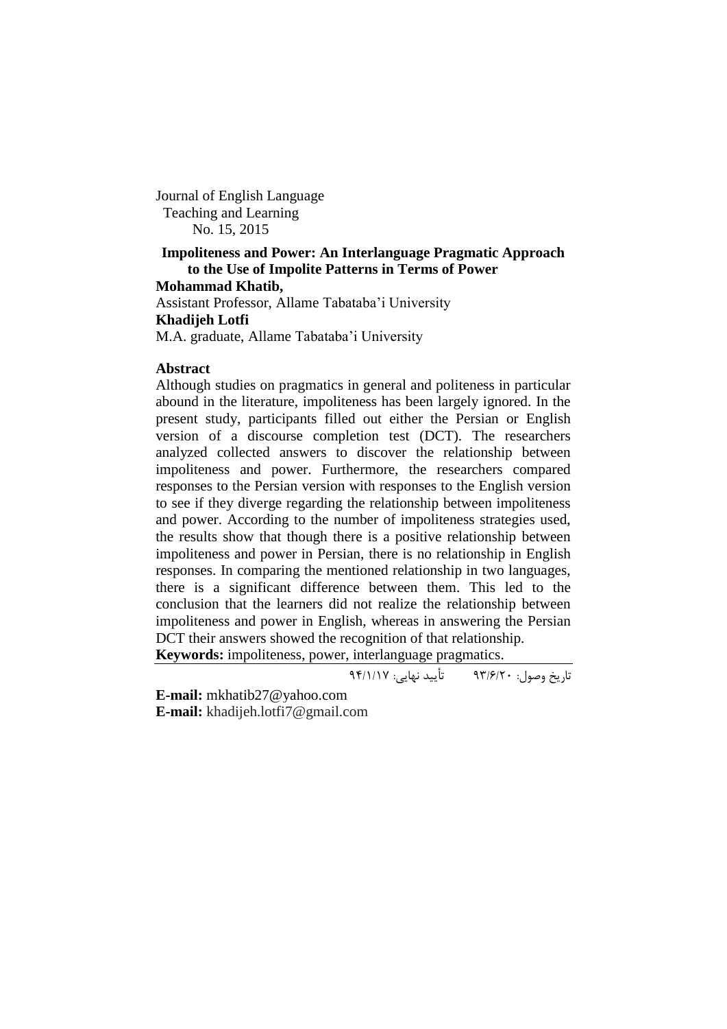Journal of English Language
Teaching and Learning
No. 15, 2015

# Impoliteness and Power: An Interlanguage Pragmatic Approach to the Use of Impolite Patterns in Terms of Power

**Mohammad Khatib,**
Assistant Professor, Allame Tabataba'i University

**Khadijeh Lotfi**
M.A. graduate, Allame Tabataba'i University

## Abstract

Although studies on pragmatics in general and politeness in particular abound in the literature, impoliteness has been largely ignored. In the present study, participants filled out either the Persian or English version of a discourse completion test (DCT). The researchers analyzed collected answers to discover the relationship between impoliteness and power. Furthermore, the researchers compared responses to the Persian version with responses to the English version to see if they diverge regarding the relationship between impoliteness and power. According to the number of impoliteness strategies used, the results show that though there is a positive relationship between impoliteness and power in Persian, there is no relationship in English responses. In comparing the mentioned relationship in two languages, there is a significant difference between them. This led to the conclusion that the learners did not realize the relationship between impoliteness and power in English, whereas in answering the Persian DCT their answers showed the recognition of that relationship.

**Keywords:** impoliteness, power, interlanguage pragmatics.

تاریخ وصول: ۹۳/۶/۲۰  تأیید نهایی: ۹۴/۱/۱۷

**E-mail:** mkhatib27@yahoo.com
**E-mail:** khadijeh.lotfi7@gmail.com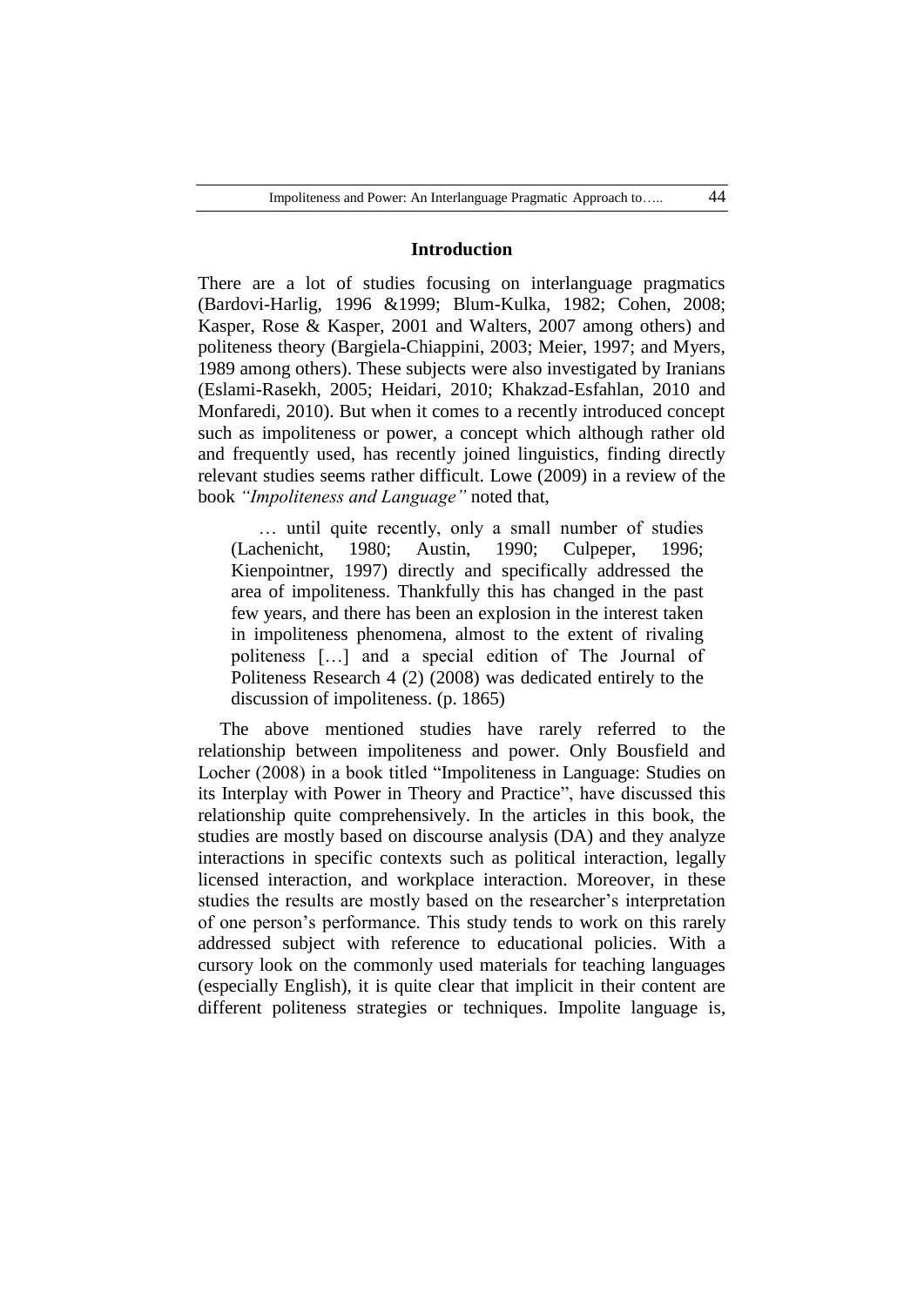## Introduction

There are a lot of studies focusing on interlanguage pragmatics (Bardovi-Harlig, 1996 &1999; Blum-Kulka, 1982; Cohen, 2008; Kasper, Rose & Kasper, 2001 and Walters, 2007 among others) and politeness theory (Bargiela-Chiappini, 2003; Meier, 1997; and Myers, 1989 among others). These subjects were also investigated by Iranians (Eslami-Rasekh, 2005; Heidari, 2010; Khakzad-Esfahlan, 2010 and Monfaredi, 2010). But when it comes to a recently introduced concept such as impoliteness or power, a concept which although rather old and frequently used, has recently joined linguistics, finding directly relevant studies seems rather difficult. Lowe (2009) in a review of the book *"Impoliteness and Language"* noted that,

> … until quite recently, only a small number of studies (Lachenicht, 1980; Austin, 1990; Culpeper, 1996; Kienpointner, 1997) directly and specifically addressed the area of impoliteness. Thankfully this has changed in the past few years, and there has been an explosion in the interest taken in impoliteness phenomena, almost to the extent of rivaling politeness […] and a special edition of The Journal of Politeness Research 4 (2) (2008) was dedicated entirely to the discussion of impoliteness. (p. 1865)

The above mentioned studies have rarely referred to the relationship between impoliteness and power. Only Bousfield and Locher (2008) in a book titled "Impoliteness in Language: Studies on its Interplay with Power in Theory and Practice", have discussed this relationship quite comprehensively. In the articles in this book, the studies are mostly based on discourse analysis (DA) and they analyze interactions in specific contexts such as political interaction, legally licensed interaction, and workplace interaction. Moreover, in these studies the results are mostly based on the researcher's interpretation of one person's performance. This study tends to work on this rarely addressed subject with reference to educational policies. With a cursory look on the commonly used materials for teaching languages (especially English), it is quite clear that implicit in their content are different politeness strategies or techniques. Impolite language is,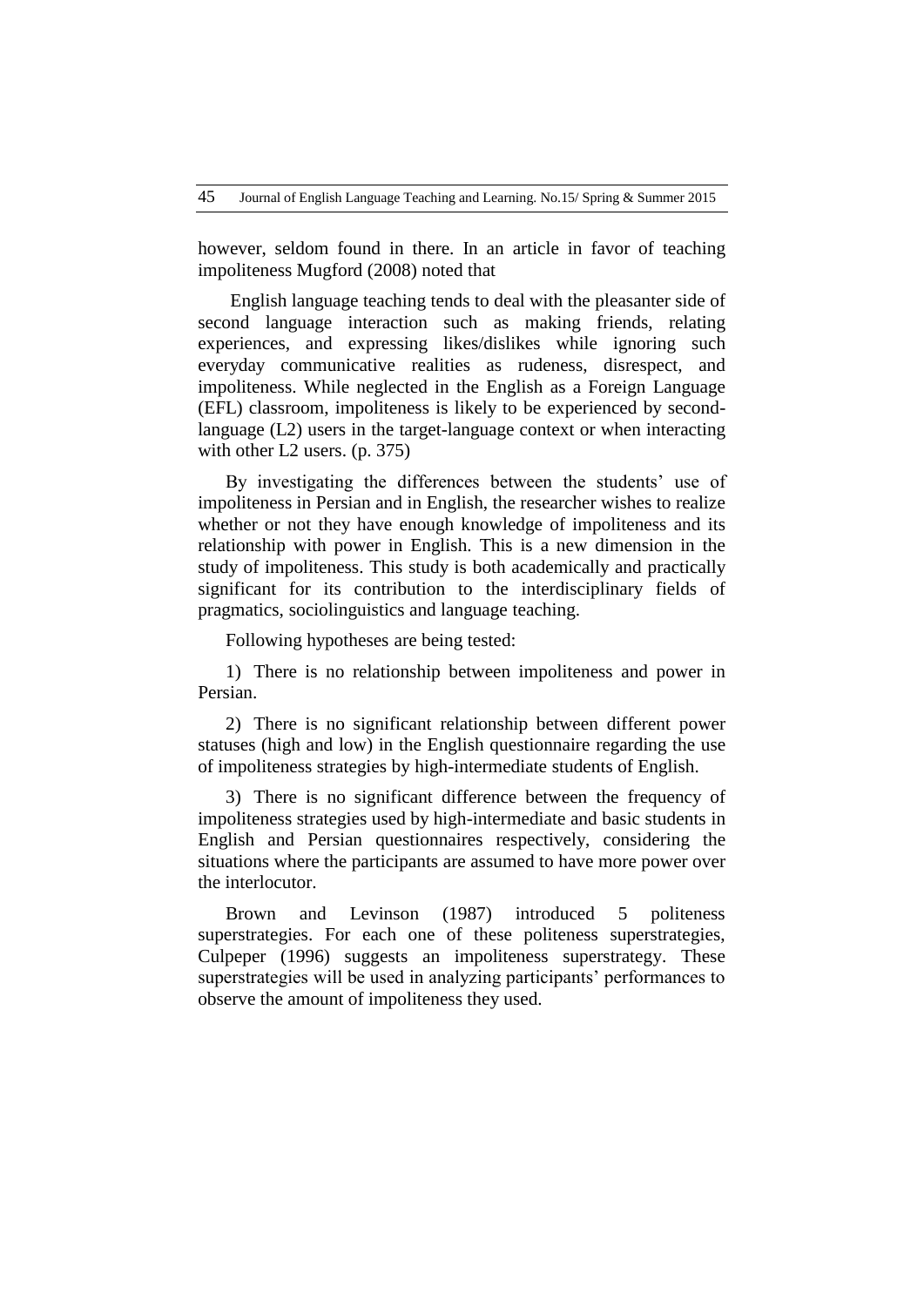however, seldom found in there. In an article in favor of teaching impoliteness Mugford (2008) noted that

> English language teaching tends to deal with the pleasanter side of second language interaction such as making friends, relating experiences, and expressing likes/dislikes while ignoring such everyday communicative realities as rudeness, disrespect, and impoliteness. While neglected in the English as a Foreign Language (EFL) classroom, impoliteness is likely to be experienced by second-language (L2) users in the target-language context or when interacting with other L2 users. (p. 375)

By investigating the differences between the students' use of impoliteness in Persian and in English, the researcher wishes to realize whether or not they have enough knowledge of impoliteness and its relationship with power in English. This is a new dimension in the study of impoliteness. This study is both academically and practically significant for its contribution to the interdisciplinary fields of pragmatics, sociolinguistics and language teaching.

Following hypotheses are being tested:

1) There is no relationship between impoliteness and power in Persian.

2) There is no significant relationship between different power statuses (high and low) in the English questionnaire regarding the use of impoliteness strategies by high-intermediate students of English.

3) There is no significant difference between the frequency of impoliteness strategies used by high-intermediate and basic students in English and Persian questionnaires respectively, considering the situations where the participants are assumed to have more power over the interlocutor.

Brown and Levinson (1987) introduced 5 politeness superstrategies. For each one of these politeness superstrategies, Culpeper (1996) suggests an impoliteness superstrategy. These superstrategies will be used in analyzing participants' performances to observe the amount of impoliteness they used.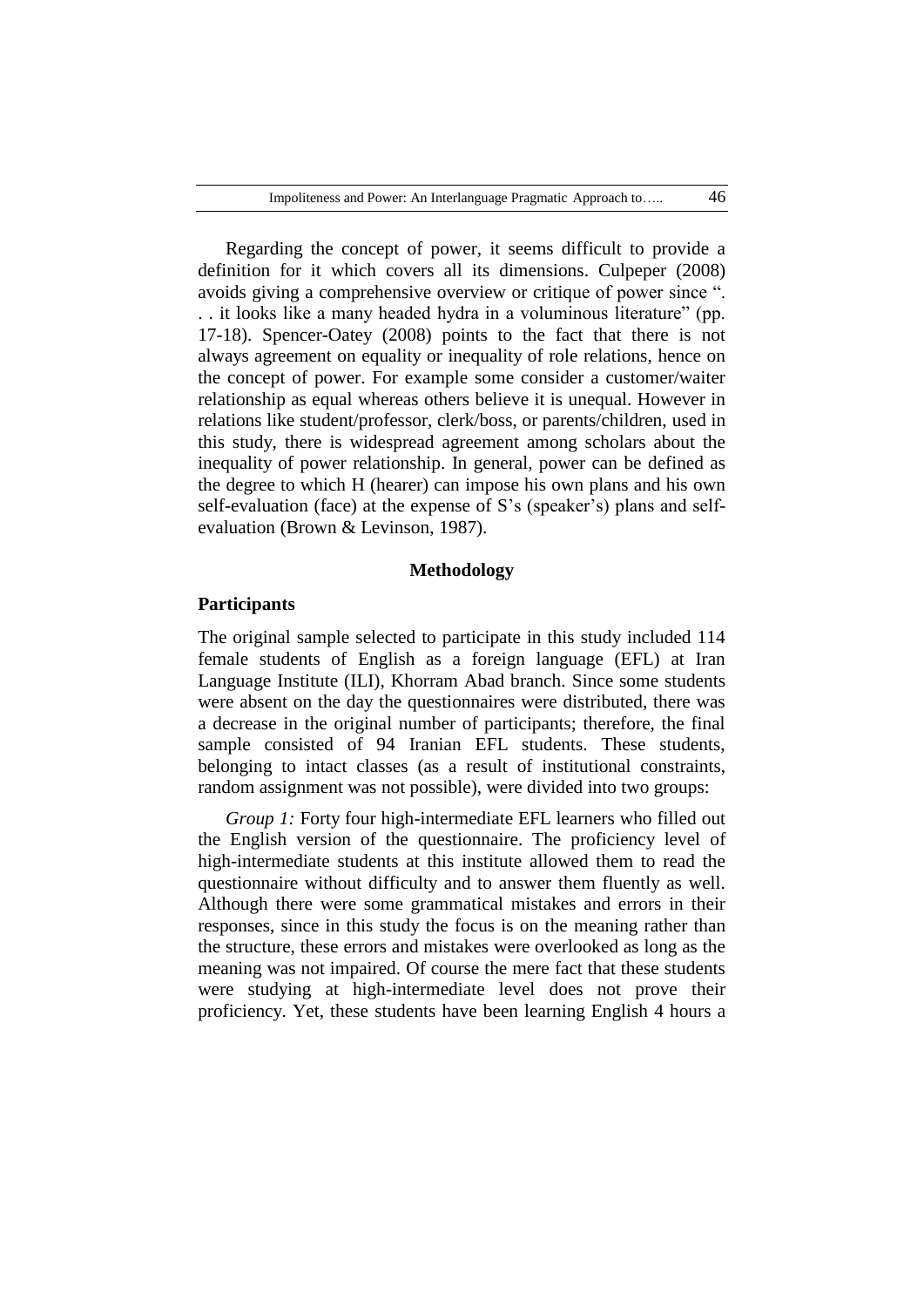Regarding the concept of power, it seems difficult to provide a definition for it which covers all its dimensions. Culpeper (2008) avoids giving a comprehensive overview or critique of power since ". . . it looks like a many headed hydra in a voluminous literature" (pp. 17-18). Spencer-Oatey (2008) points to the fact that there is not always agreement on equality or inequality of role relations, hence on the concept of power. For example some consider a customer/waiter relationship as equal whereas others believe it is unequal. However in relations like student/professor, clerk/boss, or parents/children, used in this study, there is widespread agreement among scholars about the inequality of power relationship. In general, power can be defined as the degree to which H (hearer) can impose his own plans and his own self-evaluation (face) at the expense of S's (speaker's) plans and self-evaluation (Brown & Levinson, 1987).

## Methodology

### Participants

The original sample selected to participate in this study included 114 female students of English as a foreign language (EFL) at Iran Language Institute (ILI), Khorram Abad branch. Since some students were absent on the day the questionnaires were distributed, there was a decrease in the original number of participants; therefore, the final sample consisted of 94 Iranian EFL students. These students, belonging to intact classes (as a result of institutional constraints, random assignment was not possible), were divided into two groups:

*Group 1:* Forty four high-intermediate EFL learners who filled out the English version of the questionnaire. The proficiency level of high-intermediate students at this institute allowed them to read the questionnaire without difficulty and to answer them fluently as well. Although there were some grammatical mistakes and errors in their responses, since in this study the focus is on the meaning rather than the structure, these errors and mistakes were overlooked as long as the meaning was not impaired. Of course the mere fact that these students were studying at high-intermediate level does not prove their proficiency. Yet, these students have been learning English 4 hours a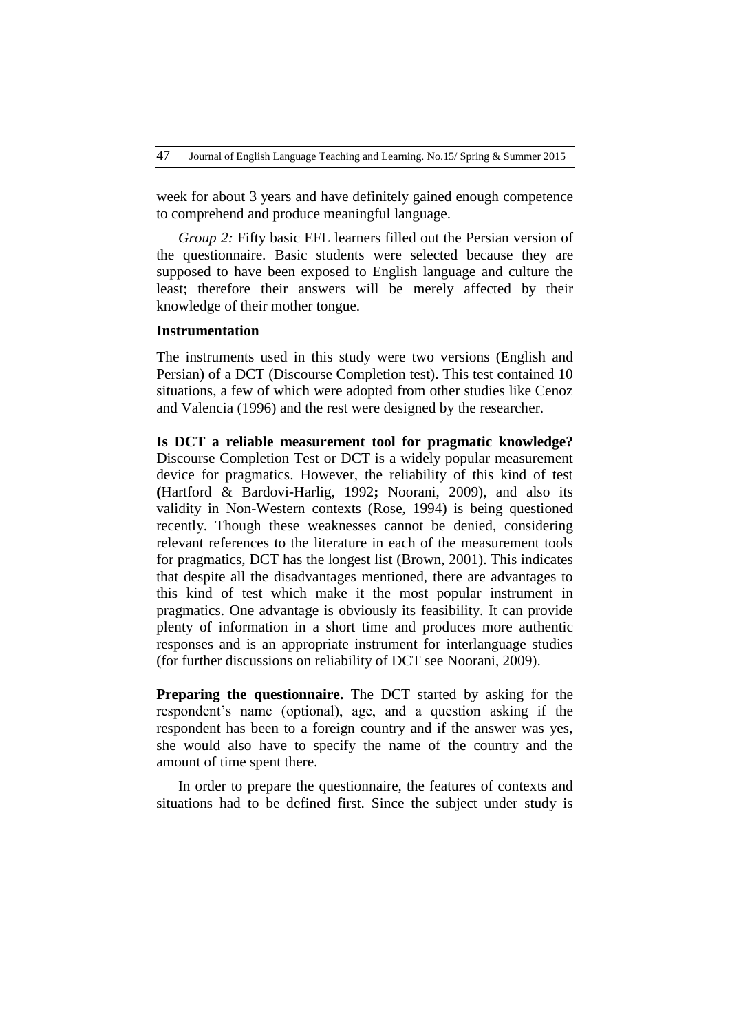week for about 3 years and have definitely gained enough competence to comprehend and produce meaningful language.

*Group 2:* Fifty basic EFL learners filled out the Persian version of the questionnaire. Basic students were selected because they are supposed to have been exposed to English language and culture the least; therefore their answers will be merely affected by their knowledge of their mother tongue.

**Instrumentation**

The instruments used in this study were two versions (English and Persian) of a DCT (Discourse Completion test). This test contained 10 situations, a few of which were adopted from other studies like Cenoz and Valencia (1996) and the rest were designed by the researcher.

**Is DCT a reliable measurement tool for pragmatic knowledge?** Discourse Completion Test or DCT is a widely popular measurement device for pragmatics. However, the reliability of this kind of test **(**Hartford & Bardovi-Harlig, 1992**;** Noorani, 2009), and also its validity in Non-Western contexts (Rose, 1994) is being questioned recently. Though these weaknesses cannot be denied, considering relevant references to the literature in each of the measurement tools for pragmatics, DCT has the longest list (Brown, 2001). This indicates that despite all the disadvantages mentioned, there are advantages to this kind of test which make it the most popular instrument in pragmatics. One advantage is obviously its feasibility. It can provide plenty of information in a short time and produces more authentic responses and is an appropriate instrument for interlanguage studies (for further discussions on reliability of DCT see Noorani, 2009).

**Preparing the questionnaire.** The DCT started by asking for the respondent's name (optional), age, and a question asking if the respondent has been to a foreign country and if the answer was yes, she would also have to specify the name of the country and the amount of time spent there.

In order to prepare the questionnaire, the features of contexts and situations had to be defined first. Since the subject under study is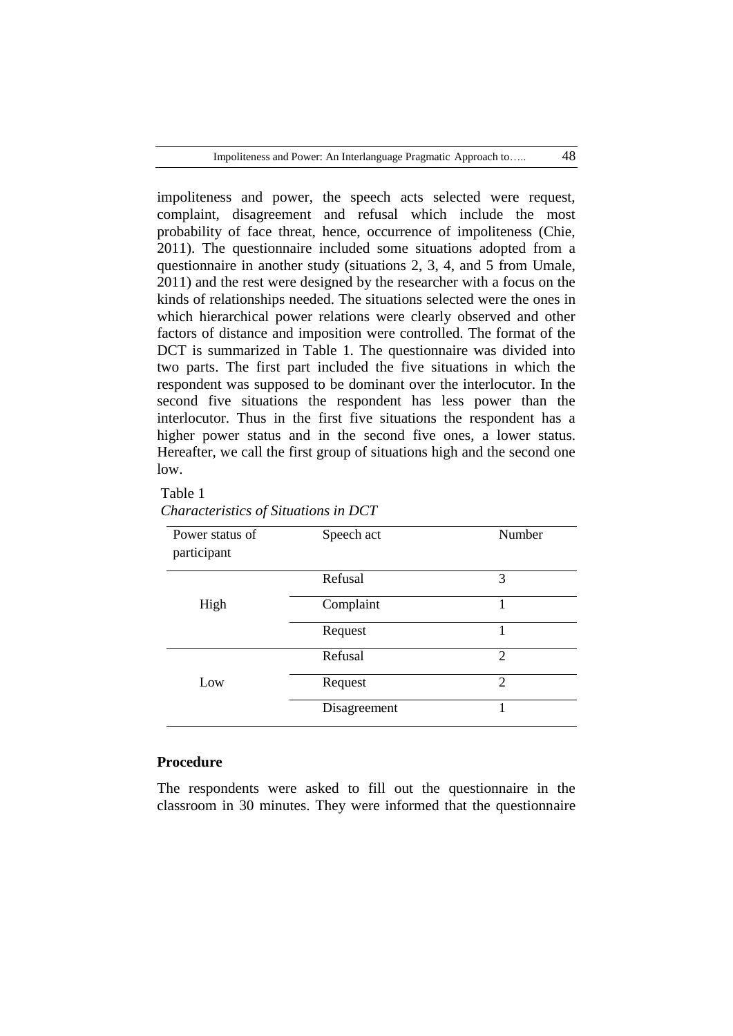impoliteness and power, the speech acts selected were request, complaint, disagreement and refusal which include the most probability of face threat, hence, occurrence of impoliteness (Chie, 2011). The questionnaire included some situations adopted from a questionnaire in another study (situations 2, 3, 4, and 5 from Umale, 2011) and the rest were designed by the researcher with a focus on the kinds of relationships needed. The situations selected were the ones in which hierarchical power relations were clearly observed and other factors of distance and imposition were controlled. The format of the DCT is summarized in Table 1. The questionnaire was divided into two parts. The first part included the five situations in which the respondent was supposed to be dominant over the interlocutor. In the second five situations the respondent has less power than the interlocutor. Thus in the first five situations the respondent has a higher power status and in the second five ones, a lower status. Hereafter, we call the first group of situations high and the second one low.

Table 1

*Characteristics of Situations in DCT*

| Power status of participant | Speech act | Number |
|---|---|---|
| High | Refusal | 3 |
| | Complaint | 1 |
| | Request | 1 |
| Low | Refusal | 2 |
| | Request | 2 |
| | Disagreement | 1 |

**Procedure**

The respondents were asked to fill out the questionnaire in the classroom in 30 minutes. They were informed that the questionnaire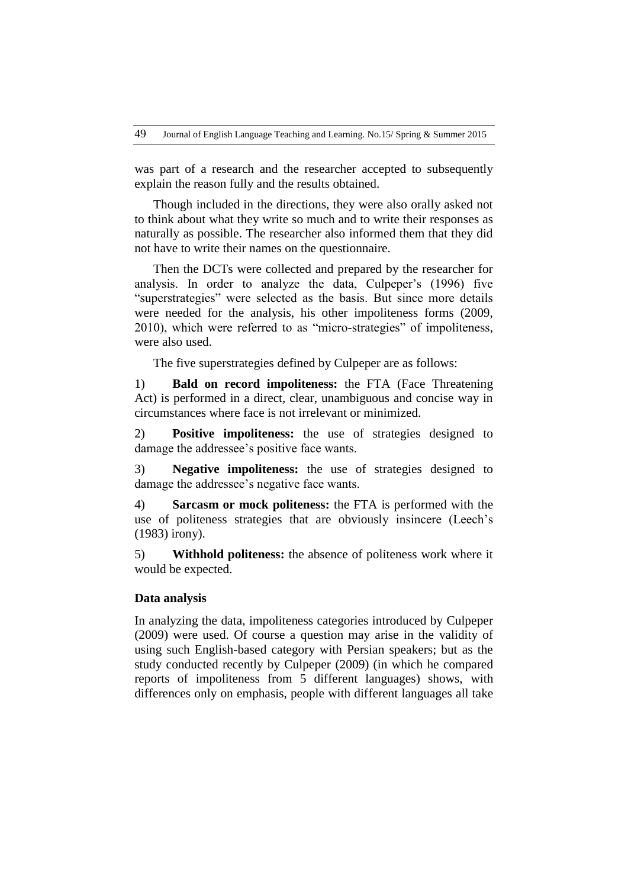was part of a research and the researcher accepted to subsequently explain the reason fully and the results obtained.

Though included in the directions, they were also orally asked not to think about what they write so much and to write their responses as naturally as possible. The researcher also informed them that they did not have to write their names on the questionnaire.

Then the DCTs were collected and prepared by the researcher for analysis. In order to analyze the data, Culpeper's (1996) five "superstrategies" were selected as the basis. But since more details were needed for the analysis, his other impoliteness forms (2009, 2010), which were referred to as "micro-strategies" of impoliteness, were also used.

The five superstrategies defined by Culpeper are as follows:

1) **Bald on record impoliteness:** the FTA (Face Threatening Act) is performed in a direct, clear, unambiguous and concise way in circumstances where face is not irrelevant or minimized.

2) **Positive impoliteness:** the use of strategies designed to damage the addressee's positive face wants.

3) **Negative impoliteness:** the use of strategies designed to damage the addressee's negative face wants.

4) **Sarcasm or mock politeness:** the FTA is performed with the use of politeness strategies that are obviously insincere (Leech's (1983) irony).

5) **Withhold politeness:** the absence of politeness work where it would be expected.

**Data analysis**

In analyzing the data, impoliteness categories introduced by Culpeper (2009) were used. Of course a question may arise in the validity of using such English-based category with Persian speakers; but as the study conducted recently by Culpeper (2009) (in which he compared reports of impoliteness from 5 different languages) shows, with differences only on emphasis, people with different languages all take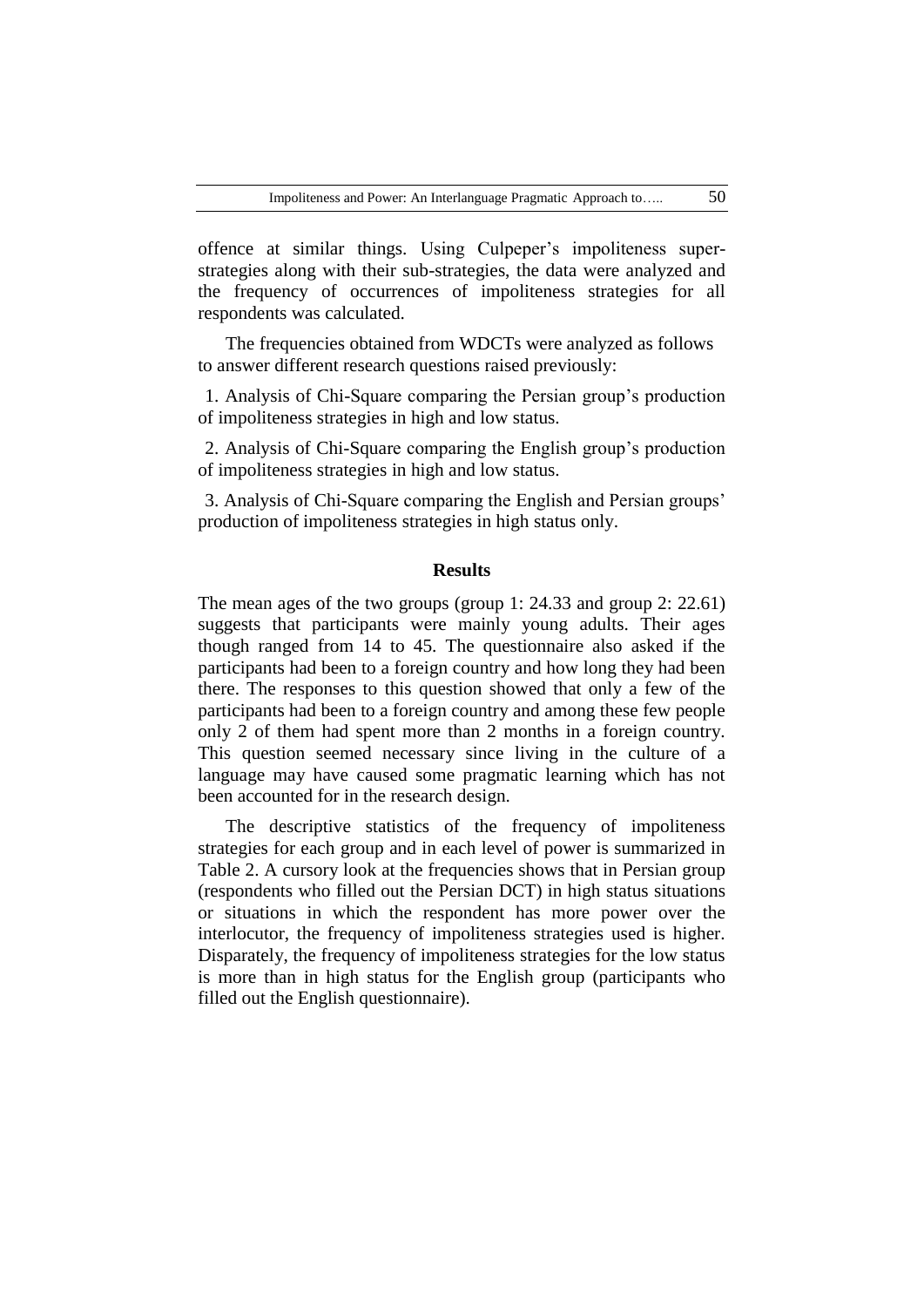offence at similar things. Using Culpeper's impoliteness super-strategies along with their sub-strategies, the data were analyzed and the frequency of occurrences of impoliteness strategies for all respondents was calculated.

The frequencies obtained from WDCTs were analyzed as follows to answer different research questions raised previously:

1. Analysis of Chi-Square comparing the Persian group's production of impoliteness strategies in high and low status.

2. Analysis of Chi-Square comparing the English group's production of impoliteness strategies in high and low status.

3. Analysis of Chi-Square comparing the English and Persian groups' production of impoliteness strategies in high status only.

## Results

The mean ages of the two groups (group 1: 24.33 and group 2: 22.61) suggests that participants were mainly young adults. Their ages though ranged from 14 to 45. The questionnaire also asked if the participants had been to a foreign country and how long they had been there. The responses to this question showed that only a few of the participants had been to a foreign country and among these few people only 2 of them had spent more than 2 months in a foreign country. This question seemed necessary since living in the culture of a language may have caused some pragmatic learning which has not been accounted for in the research design.

The descriptive statistics of the frequency of impoliteness strategies for each group and in each level of power is summarized in Table 2. A cursory look at the frequencies shows that in Persian group (respondents who filled out the Persian DCT) in high status situations or situations in which the respondent has more power over the interlocutor, the frequency of impoliteness strategies used is higher. Disparately, the frequency of impoliteness strategies for the low status is more than in high status for the English group (participants who filled out the English questionnaire).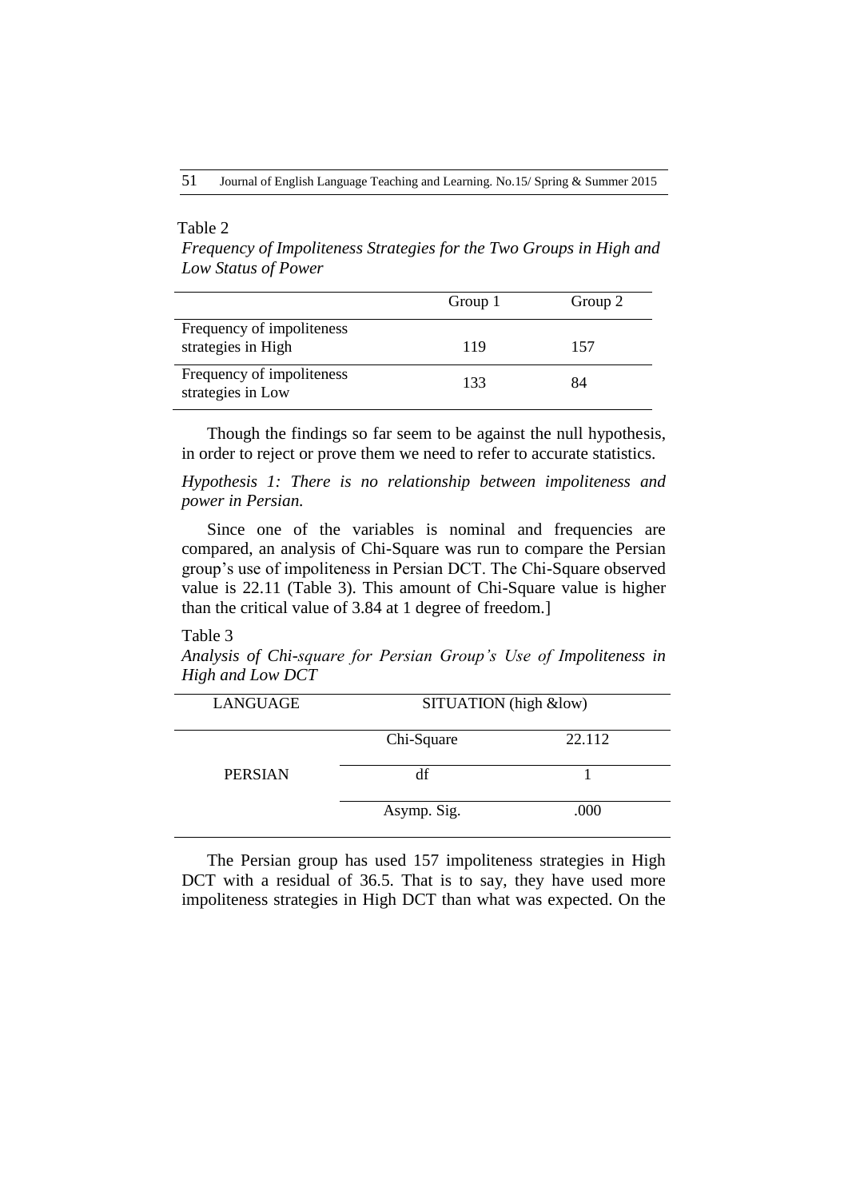Table 2

*Frequency of Impoliteness Strategies for the Two Groups in High and Low Status of Power*

| | Group 1 | Group 2 |
|---|---|---|
| Frequency of impoliteness strategies in High | 119 | 157 |
| Frequency of impoliteness strategies in Low | 133 | 84 |

Though the findings so far seem to be against the null hypothesis, in order to reject or prove them we need to refer to accurate statistics.

*Hypothesis 1: There is no relationship between impoliteness and power in Persian.*

Since one of the variables is nominal and frequencies are compared, an analysis of Chi-Square was run to compare the Persian group's use of impoliteness in Persian DCT. The Chi-Square observed value is 22.11 (Table 3). This amount of Chi-Square value is higher than the critical value of 3.84 at 1 degree of freedom.]

Table 3

*Analysis of Chi-square for Persian Group's Use of Impoliteness in High and Low DCT*

| LANGUAGE | SITUATION (high &low) | |
|---|---|---|
| PERSIAN | Chi-Square | 22.112 |
| | df | 1 |
| | Asymp. Sig. | .000 |

The Persian group has used 157 impoliteness strategies in High DCT with a residual of 36.5. That is to say, they have used more impoliteness strategies in High DCT than what was expected. On the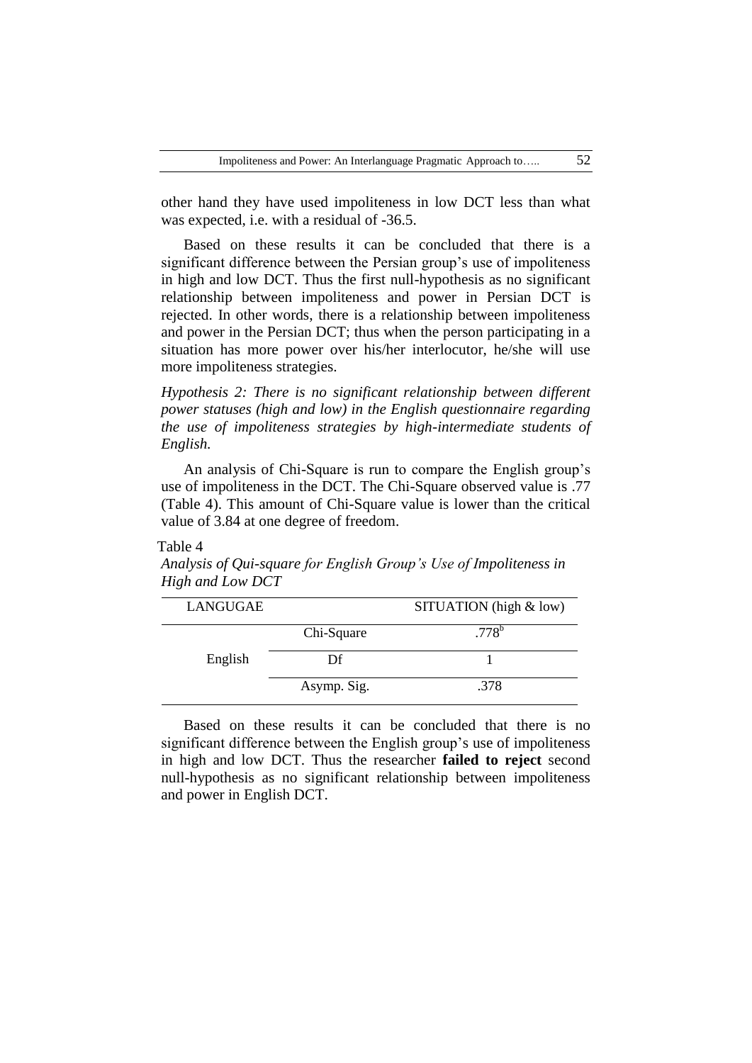other hand they have used impoliteness in low DCT less than what was expected, i.e. with a residual of -36.5.

Based on these results it can be concluded that there is a significant difference between the Persian group's use of impoliteness in high and low DCT. Thus the first null-hypothesis as no significant relationship between impoliteness and power in Persian DCT is rejected. In other words, there is a relationship between impoliteness and power in the Persian DCT; thus when the person participating in a situation has more power over his/her interlocutor, he/she will use more impoliteness strategies.

*Hypothesis 2: There is no significant relationship between different power statuses (high and low) in the English questionnaire regarding the use of impoliteness strategies by high-intermediate students of English.*

An analysis of Chi-Square is run to compare the English group's use of impoliteness in the DCT. The Chi-Square observed value is .77 (Table 4). This amount of Chi-Square value is lower than the critical value of 3.84 at one degree of freedom.

Table 4

*Analysis of Qui-square for English Group's Use of Impoliteness in High and Low DCT*

| LANGUGAE | | SITUATION (high & low) |
|---|---|---|
| English | Chi-Square | .778[b] |
| | Df | 1 |
| | Asymp. Sig. | .378 |

Based on these results it can be concluded that there is no significant difference between the English group's use of impoliteness in high and low DCT. Thus the researcher **failed to reject** second null-hypothesis as no significant relationship between impoliteness and power in English DCT.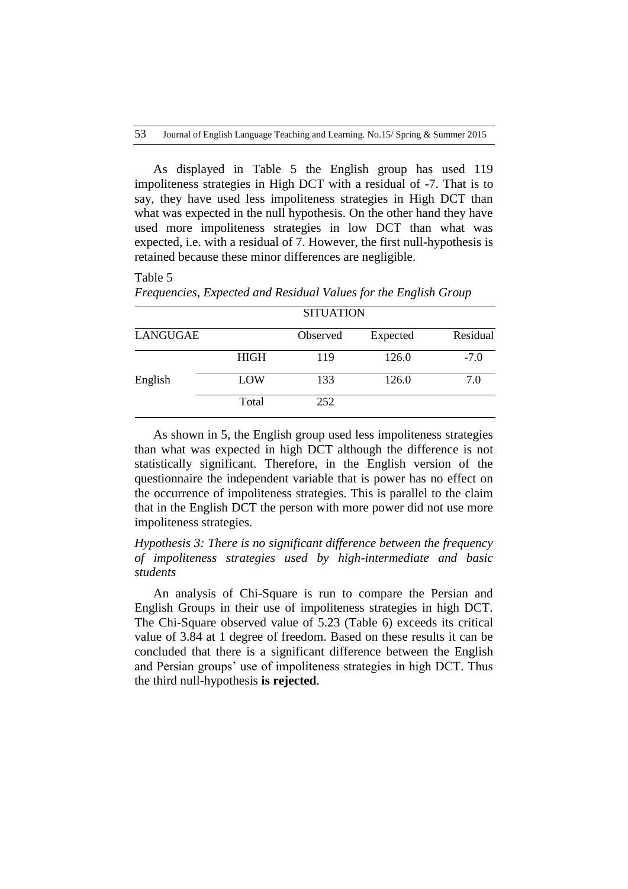As displayed in Table 5 the English group has used 119 impoliteness strategies in High DCT with a residual of -7. That is to say, they have used less impoliteness strategies in High DCT than what was expected in the null hypothesis. On the other hand they have used more impoliteness strategies in low DCT than what was expected, i.e. with a residual of 7. However, the first null-hypothesis is retained because these minor differences are negligible.

Table 5

*Frequencies, Expected and Residual Values for the English Group*

| | | SITUATION | | |
|---|---|---|---|---|
| LANGUGAE | | Observed | Expected | Residual |
| English | HIGH | 119 | 126.0 | -7.0 |
| | LOW | 133 | 126.0 | 7.0 |
| | Total | 252 | | |

As shown in 5, the English group used less impoliteness strategies than what was expected in high DCT although the difference is not statistically significant. Therefore, in the English version of the questionnaire the independent variable that is power has no effect on the occurrence of impoliteness strategies. This is parallel to the claim that in the English DCT the person with more power did not use more impoliteness strategies.

*Hypothesis 3: There is no significant difference between the frequency of impoliteness strategies used by high-intermediate and basic students*

An analysis of Chi-Square is run to compare the Persian and English Groups in their use of impoliteness strategies in high DCT. The Chi-Square observed value of 5.23 (Table 6) exceeds its critical value of 3.84 at 1 degree of freedom. Based on these results it can be concluded that there is a significant difference between the English and Persian groups' use of impoliteness strategies in high DCT. Thus the third null-hypothesis **is rejected**.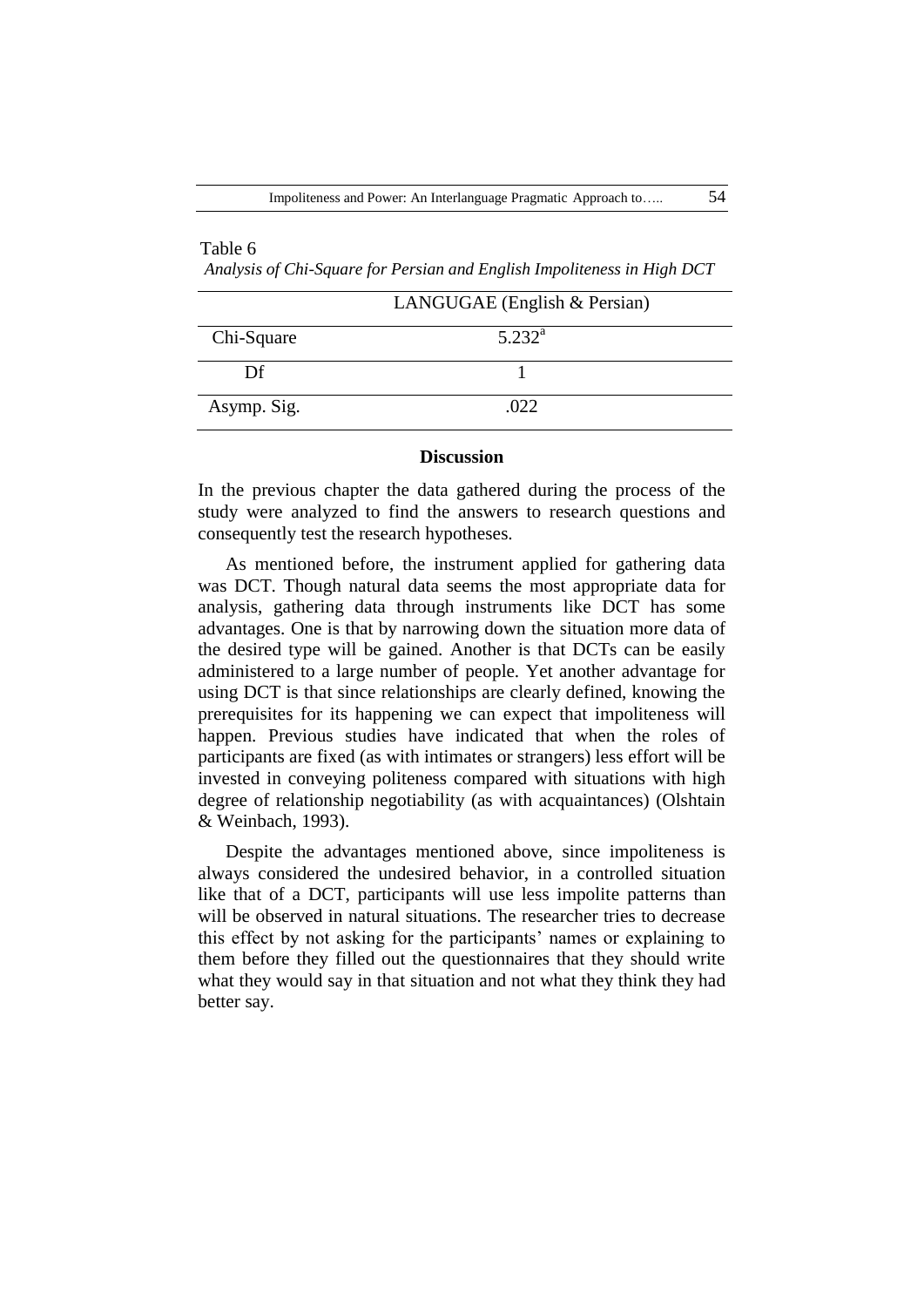Table 6

*Analysis of Chi-Square for Persian and English Impoliteness in High DCT*

| | LANGUGAE (English & Persian) |
|---|---|
| Chi-Square | 5.232[a] |
| Df | 1 |
| Asymp. Sig. | .022 |

## Discussion

In the previous chapter the data gathered during the process of the study were analyzed to find the answers to research questions and consequently test the research hypotheses.

As mentioned before, the instrument applied for gathering data was DCT. Though natural data seems the most appropriate data for analysis, gathering data through instruments like DCT has some advantages. One is that by narrowing down the situation more data of the desired type will be gained. Another is that DCTs can be easily administered to a large number of people. Yet another advantage for using DCT is that since relationships are clearly defined, knowing the prerequisites for its happening we can expect that impoliteness will happen. Previous studies have indicated that when the roles of participants are fixed (as with intimates or strangers) less effort will be invested in conveying politeness compared with situations with high degree of relationship negotiability (as with acquaintances) (Olshtain & Weinbach, 1993).

Despite the advantages mentioned above, since impoliteness is always considered the undesired behavior, in a controlled situation like that of a DCT, participants will use less impolite patterns than will be observed in natural situations. The researcher tries to decrease this effect by not asking for the participants' names or explaining to them before they filled out the questionnaires that they should write what they would say in that situation and not what they think they had better say.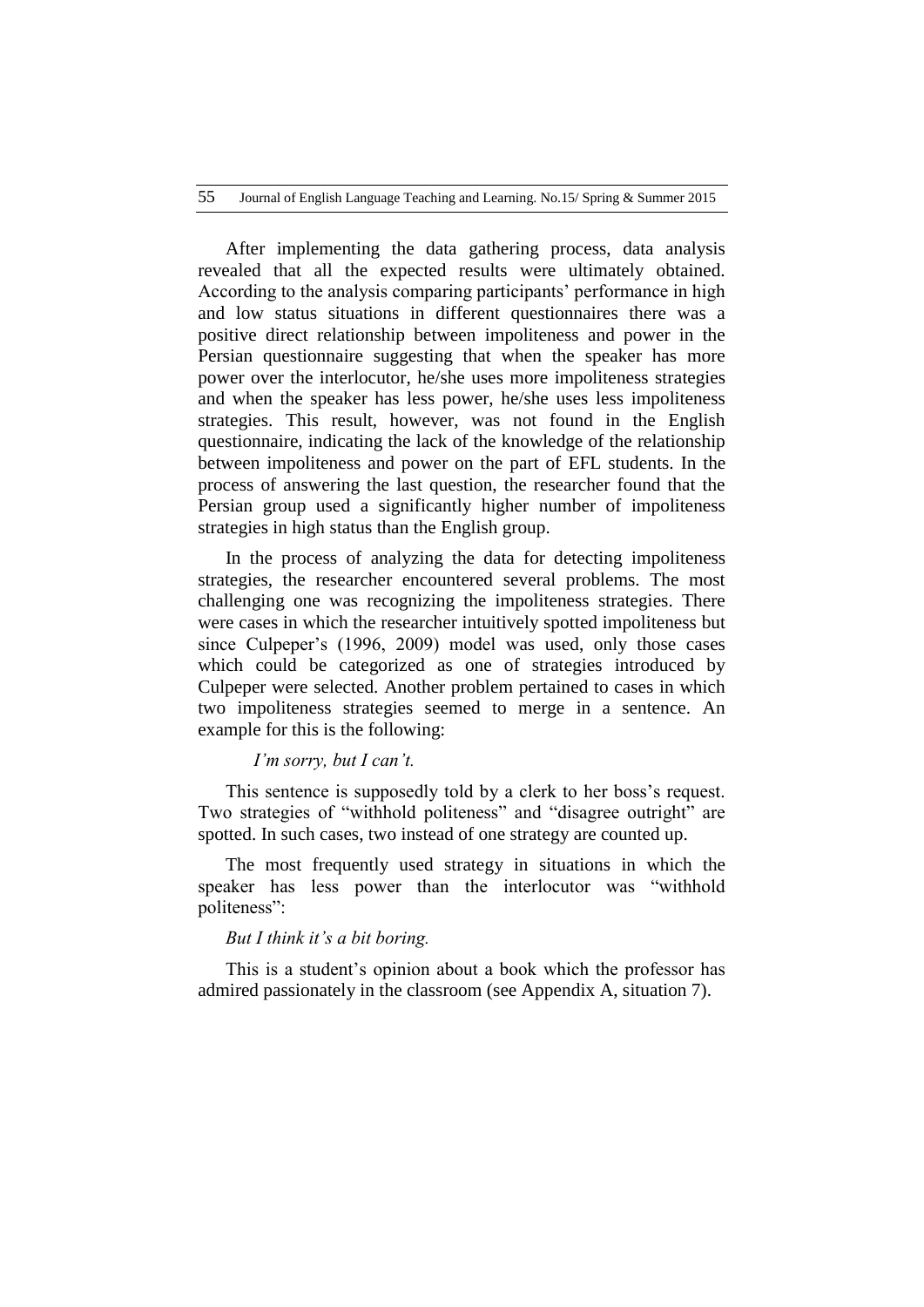After implementing the data gathering process, data analysis revealed that all the expected results were ultimately obtained. According to the analysis comparing participants' performance in high and low status situations in different questionnaires there was a positive direct relationship between impoliteness and power in the Persian questionnaire suggesting that when the speaker has more power over the interlocutor, he/she uses more impoliteness strategies and when the speaker has less power, he/she uses less impoliteness strategies. This result, however, was not found in the English questionnaire, indicating the lack of the knowledge of the relationship between impoliteness and power on the part of EFL students. In the process of answering the last question, the researcher found that the Persian group used a significantly higher number of impoliteness strategies in high status than the English group.

In the process of analyzing the data for detecting impoliteness strategies, the researcher encountered several problems. The most challenging one was recognizing the impoliteness strategies. There were cases in which the researcher intuitively spotted impoliteness but since Culpeper's (1996, 2009) model was used, only those cases which could be categorized as one of strategies introduced by Culpeper were selected. Another problem pertained to cases in which two impoliteness strategies seemed to merge in a sentence. An example for this is the following:

*I'm sorry, but I can't.*

This sentence is supposedly told by a clerk to her boss's request. Two strategies of "withhold politeness" and "disagree outright" are spotted. In such cases, two instead of one strategy are counted up.

The most frequently used strategy in situations in which the speaker has less power than the interlocutor was "withhold politeness":

*But I think it's a bit boring.*

This is a student's opinion about a book which the professor has admired passionately in the classroom (see Appendix A, situation 7).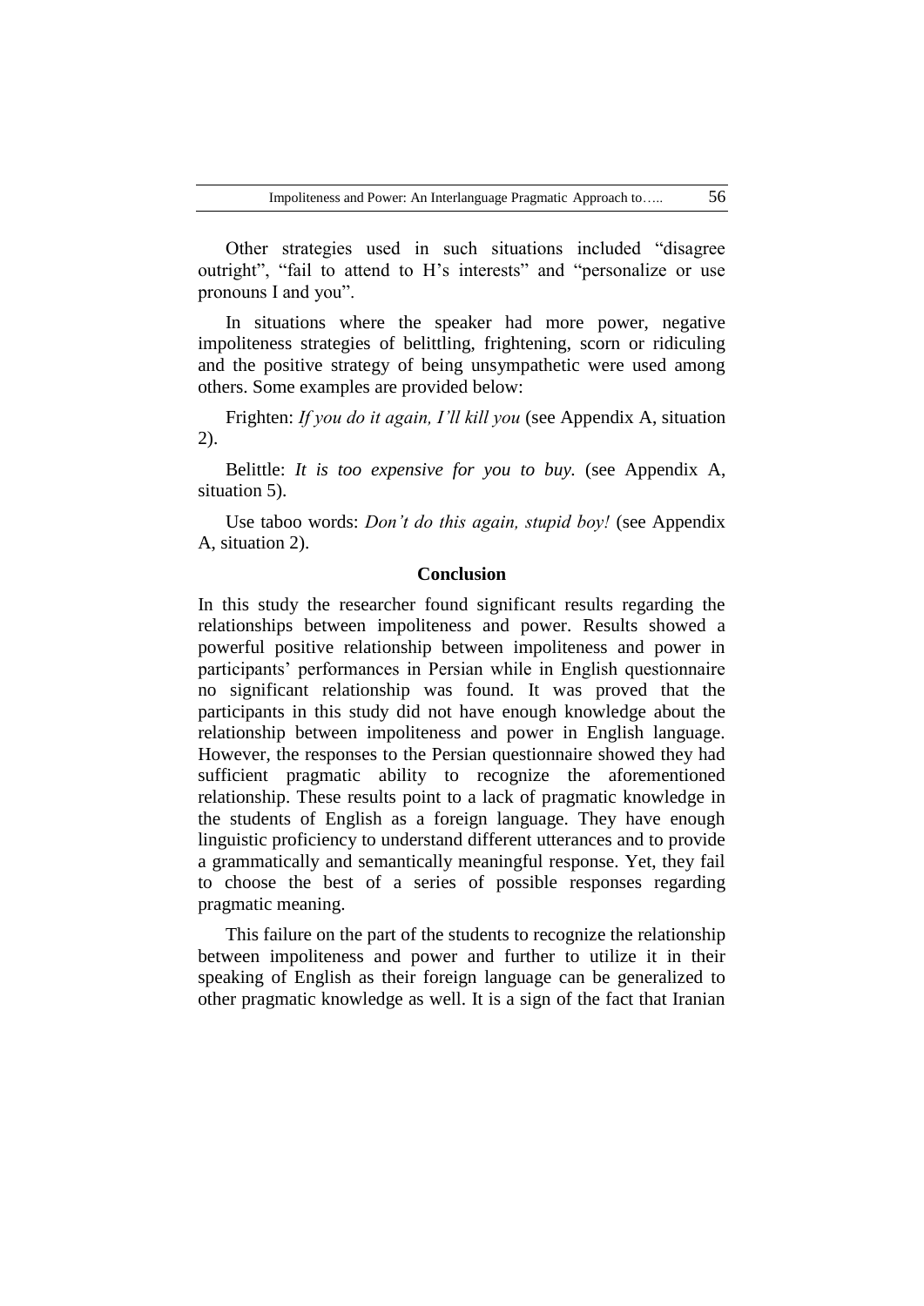Other strategies used in such situations included "disagree outright", "fail to attend to H's interests" and "personalize or use pronouns I and you".

In situations where the speaker had more power, negative impoliteness strategies of belittling, frightening, scorn or ridiculing and the positive strategy of being unsympathetic were used among others. Some examples are provided below:

Frighten: *If you do it again, I'll kill you* (see Appendix A, situation 2).

Belittle: *It is too expensive for you to buy.* (see Appendix A, situation 5).

Use taboo words: *Don't do this again, stupid boy!* (see Appendix A, situation 2).

## Conclusion

In this study the researcher found significant results regarding the relationships between impoliteness and power. Results showed a powerful positive relationship between impoliteness and power in participants' performances in Persian while in English questionnaire no significant relationship was found. It was proved that the participants in this study did not have enough knowledge about the relationship between impoliteness and power in English language. However, the responses to the Persian questionnaire showed they had sufficient pragmatic ability to recognize the aforementioned relationship. These results point to a lack of pragmatic knowledge in the students of English as a foreign language. They have enough linguistic proficiency to understand different utterances and to provide a grammatically and semantically meaningful response. Yet, they fail to choose the best of a series of possible responses regarding pragmatic meaning.

This failure on the part of the students to recognize the relationship between impoliteness and power and further to utilize it in their speaking of English as their foreign language can be generalized to other pragmatic knowledge as well. It is a sign of the fact that Iranian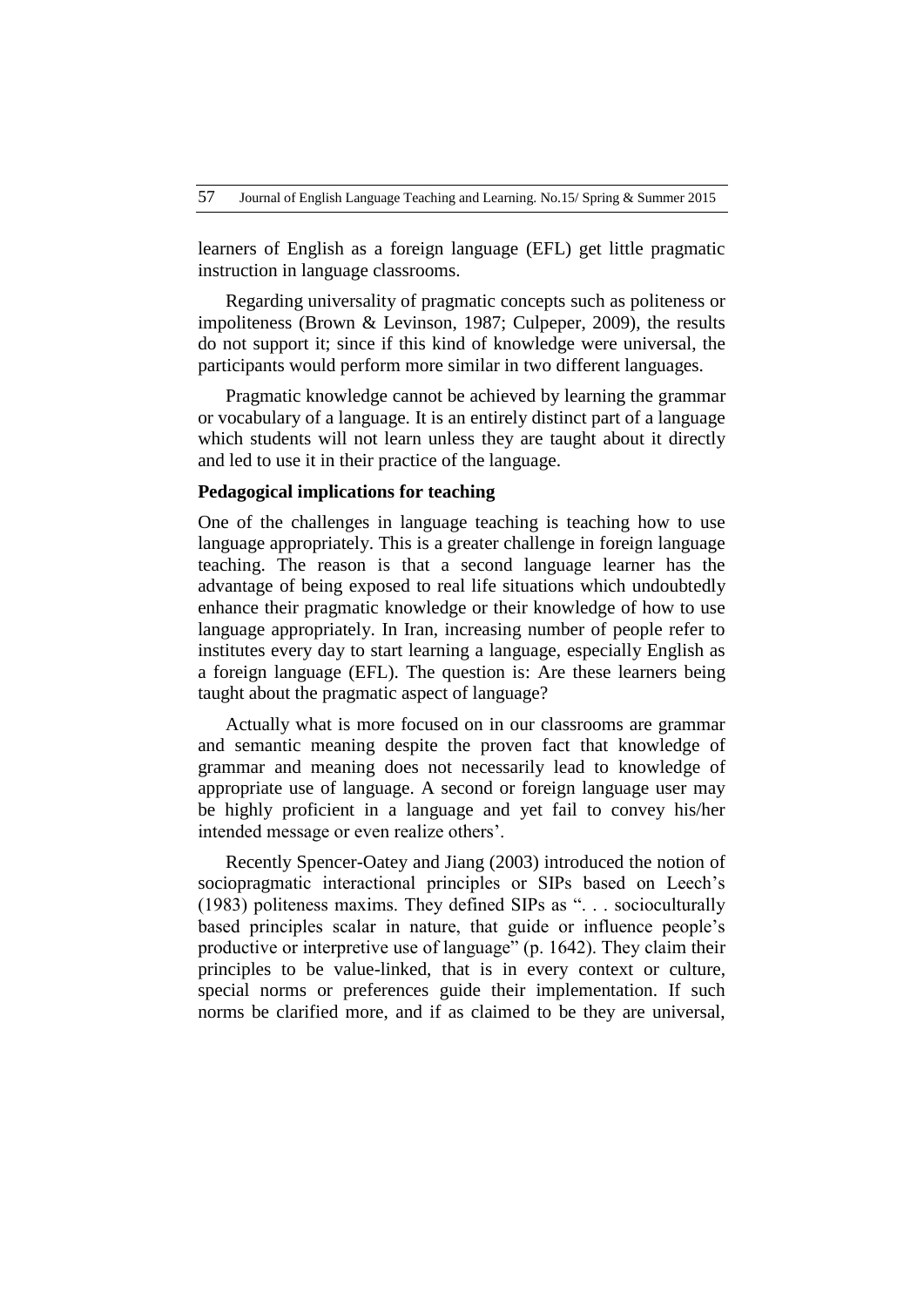learners of English as a foreign language (EFL) get little pragmatic instruction in language classrooms.

Regarding universality of pragmatic concepts such as politeness or impoliteness (Brown & Levinson, 1987; Culpeper, 2009), the results do not support it; since if this kind of knowledge were universal, the participants would perform more similar in two different languages.

Pragmatic knowledge cannot be achieved by learning the grammar or vocabulary of a language. It is an entirely distinct part of a language which students will not learn unless they are taught about it directly and led to use it in their practice of the language.

**Pedagogical implications for teaching**

One of the challenges in language teaching is teaching how to use language appropriately. This is a greater challenge in foreign language teaching. The reason is that a second language learner has the advantage of being exposed to real life situations which undoubtedly enhance their pragmatic knowledge or their knowledge of how to use language appropriately. In Iran, increasing number of people refer to institutes every day to start learning a language, especially English as a foreign language (EFL). The question is: Are these learners being taught about the pragmatic aspect of language?

Actually what is more focused on in our classrooms are grammar and semantic meaning despite the proven fact that knowledge of grammar and meaning does not necessarily lead to knowledge of appropriate use of language. A second or foreign language user may be highly proficient in a language and yet fail to convey his/her intended message or even realize others'.

Recently Spencer-Oatey and Jiang (2003) introduced the notion of sociopragmatic interactional principles or SIPs based on Leech's (1983) politeness maxims. They defined SIPs as ". . . socioculturally based principles scalar in nature, that guide or influence people's productive or interpretive use of language" (p. 1642). They claim their principles to be value-linked, that is in every context or culture, special norms or preferences guide their implementation. If such norms be clarified more, and if as claimed to be they are universal,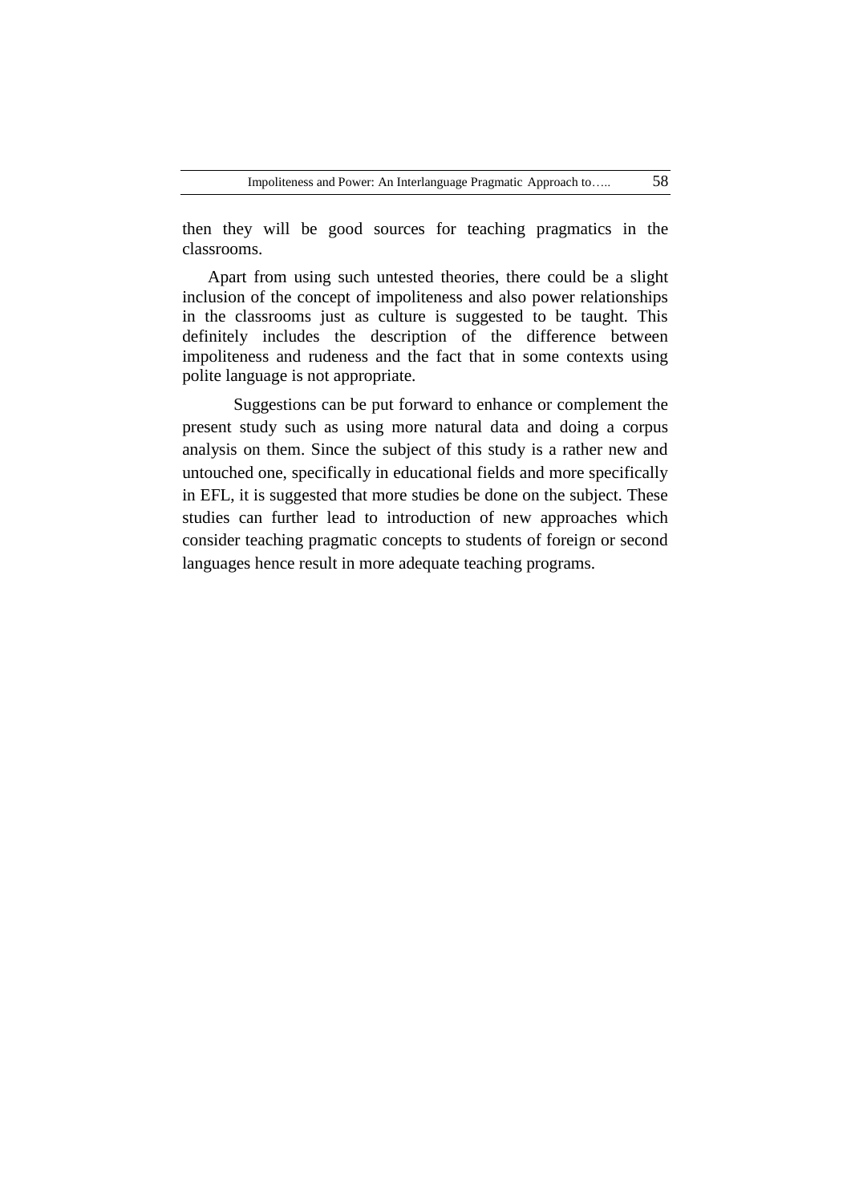then they will be good sources for teaching pragmatics in the classrooms.

Apart from using such untested theories, there could be a slight inclusion of the concept of impoliteness and also power relationships in the classrooms just as culture is suggested to be taught. This definitely includes the description of the difference between impoliteness and rudeness and the fact that in some contexts using polite language is not appropriate.

Suggestions can be put forward to enhance or complement the present study such as using more natural data and doing a corpus analysis on them. Since the subject of this study is a rather new and untouched one, specifically in educational fields and more specifically in EFL, it is suggested that more studies be done on the subject. These studies can further lead to introduction of new approaches which consider teaching pragmatic concepts to students of foreign or second languages hence result in more adequate teaching programs.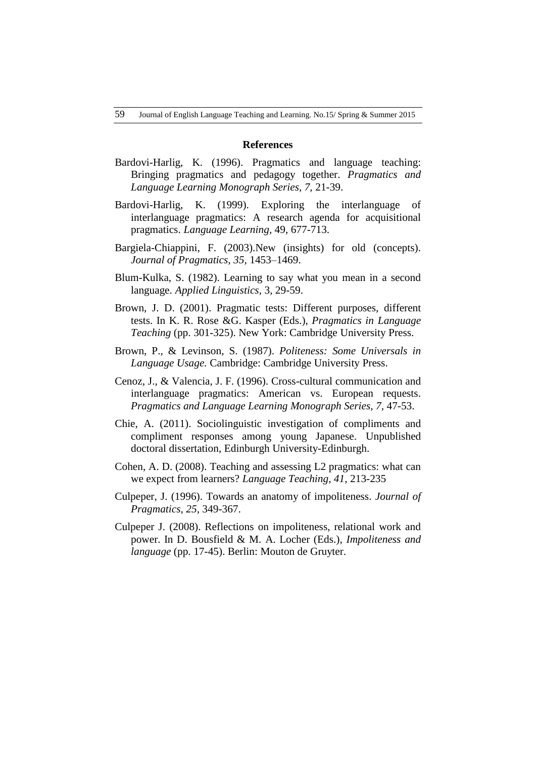## References

Bardovi-Harlig, K. (1996). Pragmatics and language teaching: Bringing pragmatics and pedagogy together. *Pragmatics and Language Learning Monograph Series, 7,* 21-39.

Bardovi-Harlig, K. (1999). Exploring the interlanguage of interlanguage pragmatics: A research agenda for acquisitional pragmatics. *Language Learning*, 49, 677-713.

Bargiela-Chiappini, F. (2003).New (insights) for old (concepts). *Journal of Pragmatics, 35*, 1453–1469.

Blum-Kulka, S. (1982). Learning to say what you mean in a second language. *Applied Linguistics*, 3, 29-59.

Brown, J. D. (2001). Pragmatic tests: Different purposes, different tests. In K. R. Rose &G. Kasper (Eds.), *Pragmatics in Language Teaching* (pp. 301-325). New York: Cambridge University Press.

Brown, P., & Levinson, S. (1987). *Politeness: Some Universals in Language Usage.* Cambridge: Cambridge University Press.

Cenoz, J., & Valencia, J. F. (1996). Cross-cultural communication and interlanguage pragmatics: American vs. European requests. *Pragmatics and Language Learning Monograph Series, 7*, 47-53.

Chie, A. (2011). Sociolinguistic investigation of compliments and compliment responses among young Japanese. Unpublished doctoral dissertation, Edinburgh University-Edinburgh.

Cohen, A. D. (2008). Teaching and assessing L2 pragmatics: what can we expect from learners? *Language Teaching, 41*, 213-235

Culpeper, J. (1996). Towards an anatomy of impoliteness. *Journal of Pragmatics, 25,* 349-367.

Culpeper J. (2008). Reflections on impoliteness, relational work and power. In D. Bousfield & M. A. Locher (Eds.), *Impoliteness and language* (pp. 17-45). Berlin: Mouton de Gruyter.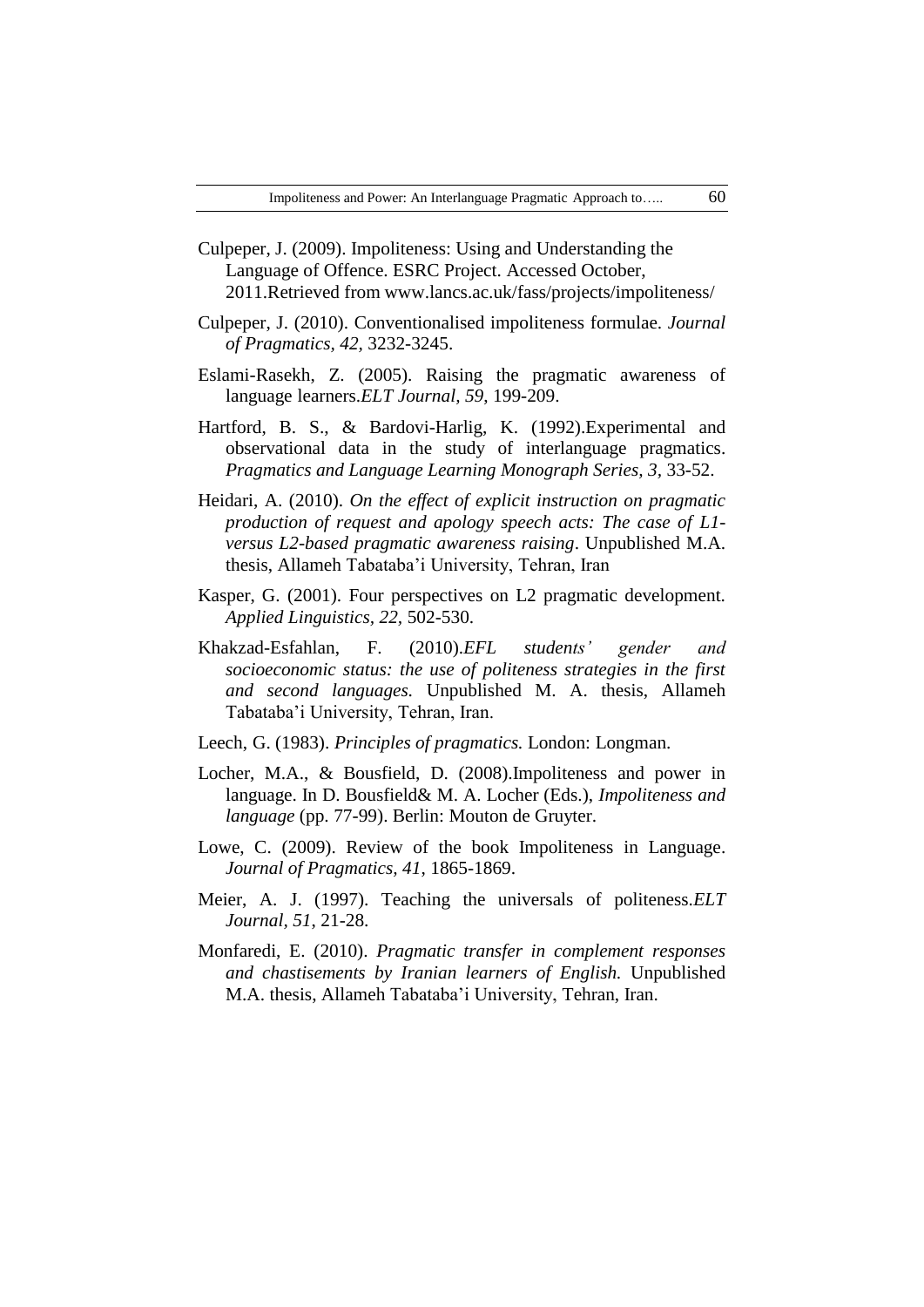Culpeper, J. (2009). Impoliteness: Using and Understanding the Language of Offence. ESRC Project. Accessed October, 2011.Retrieved from www.lancs.ac.uk/fass/projects/impoliteness/

Culpeper, J. (2010). Conventionalised impoliteness formulae. *Journal of Pragmatics, 42,* 3232-3245.

Eslami-Rasekh, Z. (2005). Raising the pragmatic awareness of language learners.*ELT Journal, 59*, 199-209.

Hartford, B. S., & Bardovi-Harlig, K. (1992).Experimental and observational data in the study of interlanguage pragmatics. *Pragmatics and Language Learning Monograph Series, 3*, 33-52.

Heidari, A. (2010). *On the effect of explicit instruction on pragmatic production of request and apology speech acts: The case of L1-versus L2-based pragmatic awareness raising*. Unpublished M.A. thesis, Allameh Tabataba'i University, Tehran, Iran

Kasper, G. (2001). Four perspectives on L2 pragmatic development. *Applied Linguistics, 22,* 502-530.

Khakzad-Esfahlan, F. (2010).*EFL students' gender and socioeconomic status: the use of politeness strategies in the first and second languages.* Unpublished M. A. thesis, Allameh Tabataba'i University, Tehran, Iran.

Leech, G. (1983). *Principles of pragmatics.* London: Longman.

Locher, M.A., & Bousfield, D. (2008).Impoliteness and power in language. In D. Bousfield& M. A. Locher (Eds.), *Impoliteness and language* (pp. 77-99). Berlin: Mouton de Gruyter.

Lowe, C. (2009). Review of the book Impoliteness in Language. *Journal of Pragmatics, 41*, 1865-1869.

Meier, A. J. (1997). Teaching the universals of politeness.*ELT Journal, 51*, 21-28.

Monfaredi, E. (2010). *Pragmatic transfer in complement responses and chastisements by Iranian learners of English.* Unpublished M.A. thesis, Allameh Tabataba'i University, Tehran, Iran.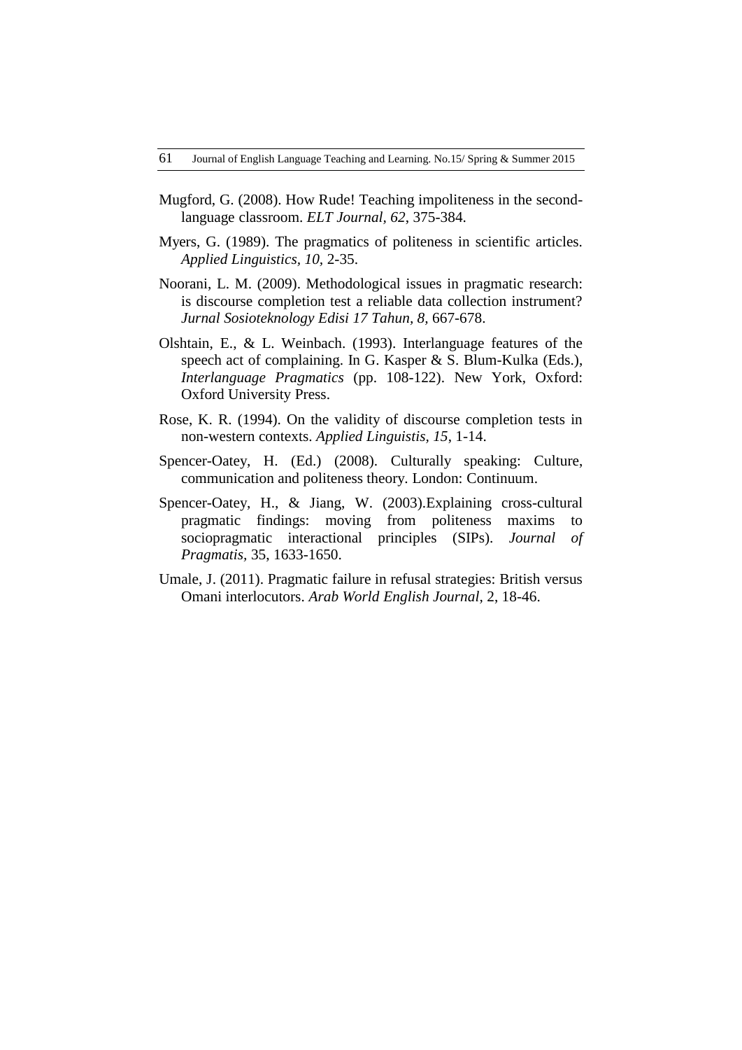Mugford, G. (2008). How Rude! Teaching impoliteness in the second-language classroom. *ELT Journal*, *62*, 375-384.

Myers, G. (1989). The pragmatics of politeness in scientific articles. *Applied Linguistics*, *10*, 2-35.

Noorani, L. M. (2009). Methodological issues in pragmatic research: is discourse completion test a reliable data collection instrument? *Jurnal Sosioteknology Edisi 17 Tahun*, *8*, 667-678.

Olshtain, E., & L. Weinbach. (1993). Interlanguage features of the speech act of complaining. In G. Kasper & S. Blum-Kulka (Eds.), *Interlanguage Pragmatics* (pp. 108-122). New York, Oxford: Oxford University Press.

Rose, K. R. (1994). On the validity of discourse completion tests in non-western contexts. *Applied Linguistis*, *15*, 1-14.

Spencer-Oatey, H. (Ed.) (2008). Culturally speaking: Culture, communication and politeness theory. London: Continuum.

Spencer-Oatey, H., & Jiang, W. (2003).Explaining cross-cultural pragmatic findings: moving from politeness maxims to sociopragmatic interactional principles (SIPs). *Journal of Pragmatis*, 35, 1633-1650.

Umale, J. (2011). Pragmatic failure in refusal strategies: British versus Omani interlocutors. *Arab World English Journal*, 2, 18-46.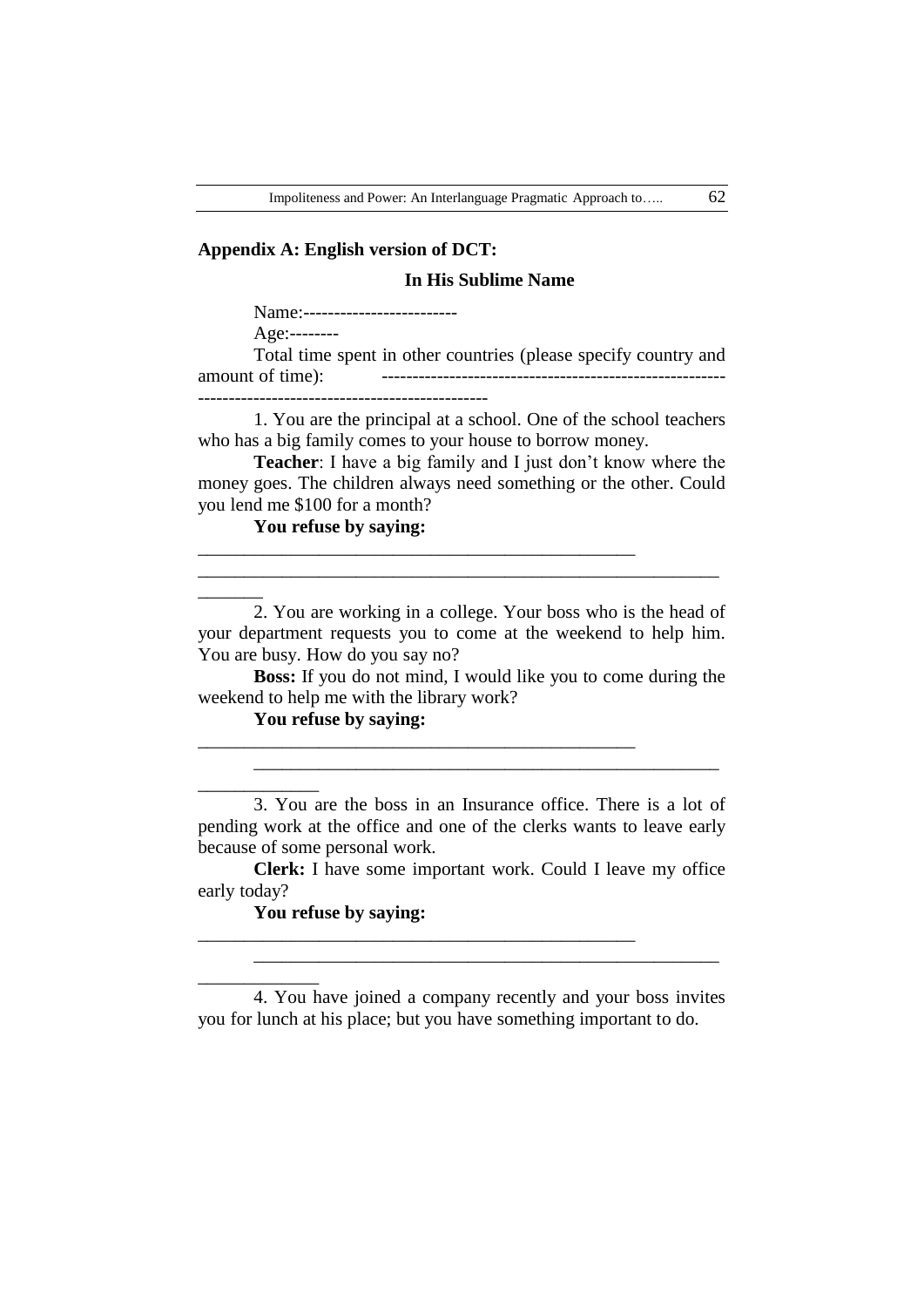## Appendix A: English version of DCT:

**In His Sublime Name**

Name:-------------------------

Age:--------

Total time spent in other countries (please specify country and amount of time): -----------------------------------------------------------------------------------------------------------

1. You are the principal at a school. One of the school teachers who has a big family comes to your house to borrow money.

**Teacher**: I have a big family and I just don't know where the money goes. The children always need something or the other. Could you lend me $100 for a month?

**You refuse by saying:**

_______________________________________________
_________________________________________________________
_______

2. You are working in a college. Your boss who is the head of your department requests you to come at the weekend to help him. You are busy. How do you say no?

**Boss:** If you do not mind, I would like you to come during the weekend to help me with the library work?

**You refuse by saying:**

_______________________________________________
__________________________________________________
_____________

3. You are the boss in an Insurance office. There is a lot of pending work at the office and one of the clerks wants to leave early because of some personal work.

**Clerk:** I have some important work. Could I leave my office early today?

**You refuse by saying:**

_______________________________________________
__________________________________________________
_____________

4. You have joined a company recently and your boss invites you for lunch at his place; but you have something important to do.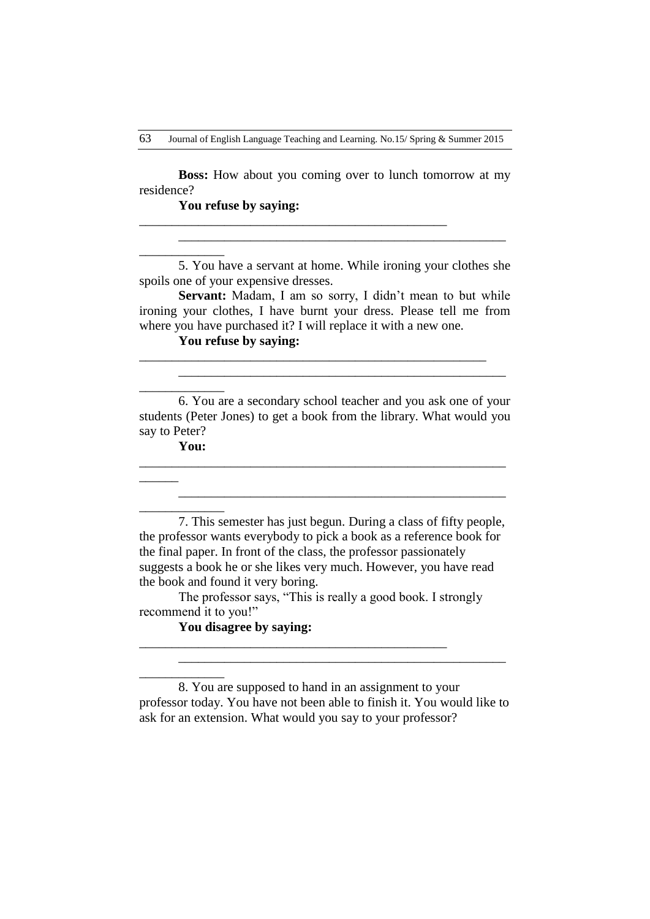**Boss:** How about you coming over to lunch tomorrow at my residence?

**You refuse by saying:**

_______________________________________________

_______________________________________________

_____________

5. You have a servant at home. While ironing your clothes she spoils one of your expensive dresses.

**Servant:** Madam, I am so sorry, I didn't mean to but while ironing your clothes, I have burnt your dress. Please tell me from where you have purchased it? I will replace it with a new one.

**You refuse by saying:**

_____________________________________________________

_______________________________________________

_____________

6. You are a secondary school teacher and you ask one of your students (Peter Jones) to get a book from the library. What would you say to Peter?

**You:**

________________________________________________________

______

_______________________________________________

_____________

7. This semester has just begun. During a class of fifty people, the professor wants everybody to pick a book as a reference book for the final paper. In front of the class, the professor passionately suggests a book he or she likes very much. However, you have read the book and found it very boring.

The professor says, "This is really a good book. I strongly recommend it to you!"

**You disagree by saying:**

_______________________________________________

_______________________________________________

_____________

8. You are supposed to hand in an assignment to your professor today. You have not been able to finish it. You would like to ask for an extension. What would you say to your professor?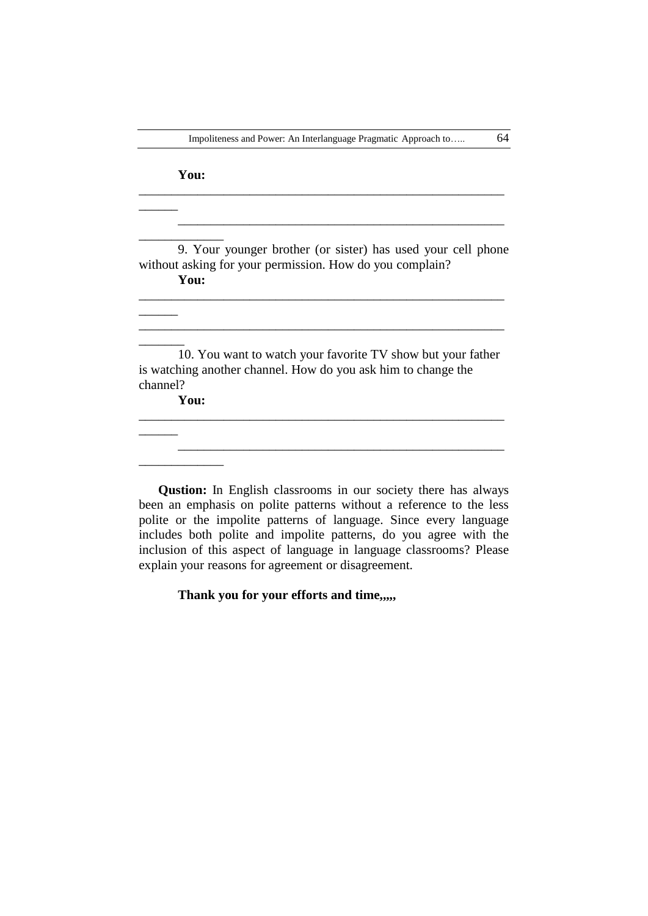**You:**

______________________________________________________________

______________________________________________________________

9. Your younger brother (or sister) has used your cell phone without asking for your permission. How do you complain?

**You:**

______________________________________________________________

______________________________________________________________

10. You want to watch your favorite TV show but your father is watching another channel. How do you ask him to change the channel?

**You:**

______________________________________________________________

______________________________________________________________

**Qustion:** In English classrooms in our society there has always been an emphasis on polite patterns without a reference to the less polite or the impolite patterns of language. Since every language includes both polite and impolite patterns, do you agree with the inclusion of this aspect of language in language classrooms? Please explain your reasons for agreement or disagreement.

**Thank you for your efforts and time,,,,,**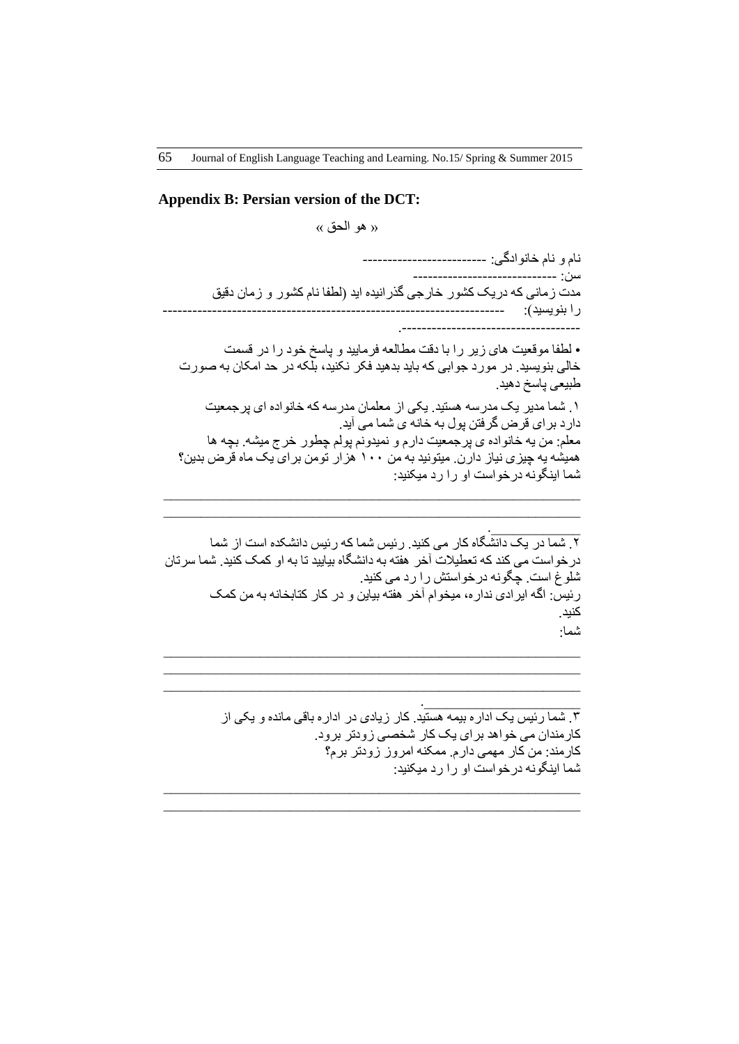**Appendix B: Persian version of the DCT:**

« هو الحق »

نام و نام خانوادگی: -------------------------

سن: ----------------------------

مدت زمانی که دریک کشور خارجی گذرانیده اید (لطفا نام کشور و زمان دقیق را بنویسید): -------------------------------------------------------------------- -----------------------------------.

• لطفا موقعیت های زیر را با دقت مطالعه فرمایید و پاسخ خود را در قسمت خالی بنویسید. در مورد جوابی که باید بدهید فکر نکنید، بلکه در حد امکان به صورت طبیعی پاسخ دهید.

۱. شما مدیر یک مدرسه هستید. یکی از معلمان مدرسه که خانواده ای پرجمعیت دارد برای قرض گرفتن پول به خانه ی شما می آید.

معلم: من یه خانواده ی پرجمعیت دارم و نمیدونم پولم چطور خرج میشه. بچه ها همیشه یه چیزی نیاز دارن. میتونید به من ۱۰۰ هزار تومن برای یک ماه قرض بدین؟

شما اینگونه درخواست او را رد میکنید:

_______________________________________________________________
_______________________________________________________________
____________.

۲. شما در یک دانشگاه کار می کنید. رئیس شما که رئیس دانشکده است از شما درخواست می کند که تعطیلات آخر هفته به دانشگاه بیایید تا به او کمک کنید. شما سرتان شلوغ است. چگونه درخواستش را رد می کنید.

رئیس: اگه ایرادی نداره، میخوام آخر هفته بیاین و در کار کتابخانه به من کمک کنید.

شما:

_______________________________________________________________
_______________________________________________________________
_______________________________________________________________
____________.

۳. شما رئیس یک اداره بیمه هستید. کار زیادی در اداره باقی مانده و یکی از کارمندان می خواهد برای یک کار شخصی زودتر برود.

کارمند: من کار مهمی دارم. ممکنه امروز زودتر برم؟

شما اینگونه درخواست او را رد میکنید:

_______________________________________________________________
_______________________________________________________________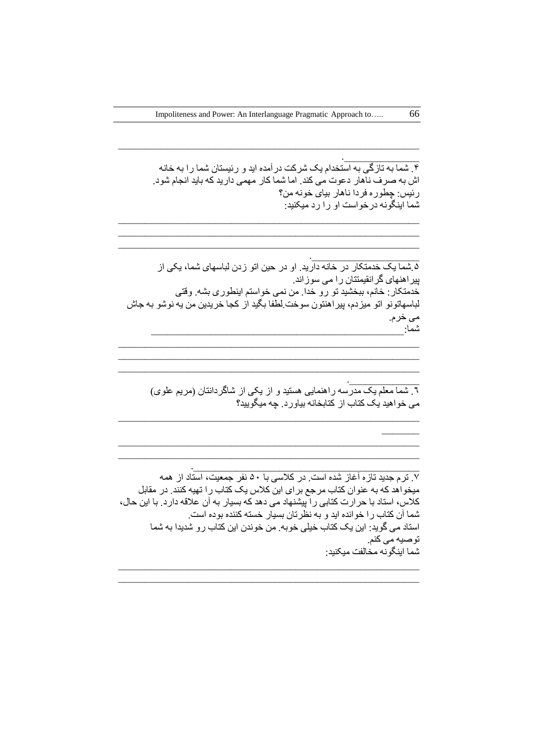________________________________________________________________

__________.

۴. شما به تازگی به استخدام یک شرکت درآمده اید و رئیستان شما را به خانه اش به صرف ناهار دعوت می کند. اما شما کار مهمی دارید که باید انجام شود.
رئیس: چطوره فردا ناهار بیای خونه من؟
شما اینگونه درخواست او را رد میکنید:

________________________________________________________________
________________________________________________________________
________________________________________________________________
__________________.

۵.شما یک خدمتکار در خانه دارید. او در حین اتو زدن لباسهای شما، یکی از پیراهنهای گرانقیمتتان را می سوزاند.
خدمتکار: خانم، ببخشید تو رو خدا. من نمی خواستم اینطوری بشه. وقتی لباسهاتونو اتو میزدم، پیراهنتون سوخت.لطفا بگید از کجا خریدین من یه نوشو به جاش می خرم.
شما:__________________________________________________

________________________________________________________________
________________________________________________________________
________________________________________________________________
__________.

٦. شما معلم یک مدرسه راهنمایی هستید و از یکی از شاگردانتان (مریم علوی) می خواهید یک کتاب از کتابخانه بیاورد. چه میگویید؟

________________________________________________________________
________
________________________________________________________________
________________________________________________________________
__________________.

۷. ترم جدید تازه آغاز شده است. در کلاسی با ۵۰ نفر جمعیت، استاد از همه میخواهد که به عنوان کتاب مرجع برای این کلاس یک کتاب را تهیه کنند. در مقابل کلاس، استاد با حرارت کتابی را پیشنهاد می دهد که بسیار به آن علاقه دارد. با این حال، شما آن کتاب را خوانده اید و به نظرتان بسیار خسته کننده بوده است.
استاد می گوید: این یک کتاب خیلی خوبه. من خوندن این کتاب رو شدیدا به شما توصیه می کنم.
شما اینگونه مخالفت میکنید:

________________________________________________________________
________________________________________________________________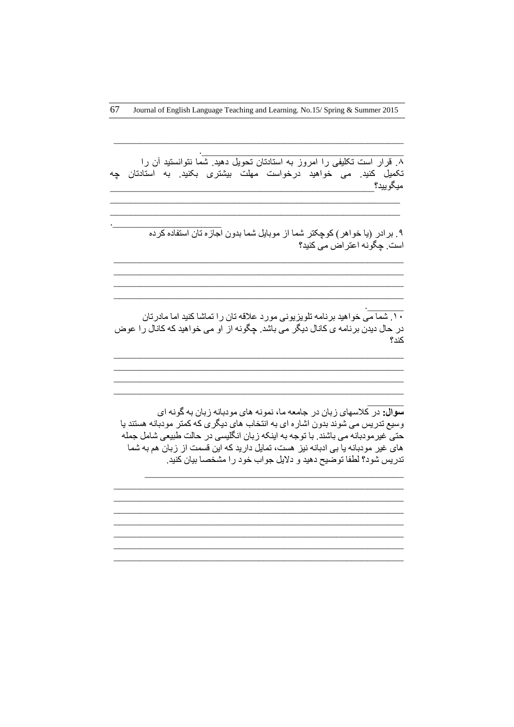۸. قرار است تکلیفی را امروز به استادتان تحویل دهید. شما نتوانستید آن را تکمیل کنید. می خواهید درخواست مهلت بیشتری بکنید. به استادتان چه میگویید؟

۹. برادر (یا خواهر) کوچکتر شما از موبایل شما بدون اجازه تان استفاده کرده است. چگونه اعتراض می کنید؟

۱۰. شما می خواهید برنامه تلویزیونی مورد علاقه تان را تماشا کنید اما مادرتان در حال دیدن برنامه ی کانال دیگر می باشد. چگونه از او می خواهید که کانال را عوض کند؟

**سوال:** در کلاسهای زبان در جامعه ما، نمونه های مودبانه زبان به گونه ای وسیع تدریس می شوند بدون اشاره ای به انتخاب های دیگری که کمتر مودبانه هستند یا حتی غیرمودبانه می باشند. با توجه به اینکه زبان انگلیسی در حالت طبیعی شامل جمله های غیر مودبانه یا بی ادبانه نیز هست، تمایل دارید که این قسمت از زبان هم به شما تدریس شود؟ لطفا توضیح دهید و دلایل جواب خود را مشخصا بیان کنید.